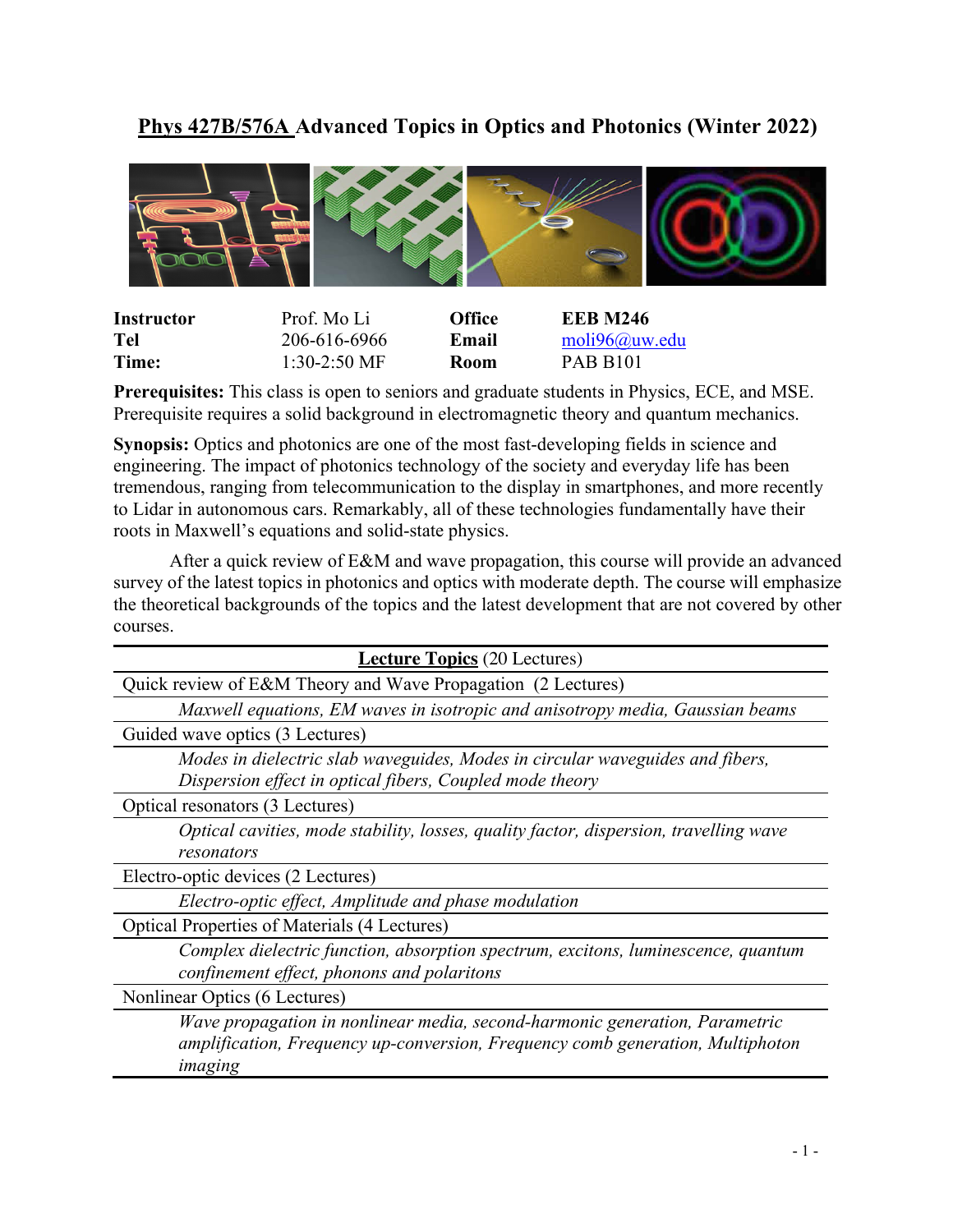# Phys 427B/576A Advanced Topics in Optics and Photonics (Winter 2022)

| | | | |
|---|---|---|---|
| **Instructor** | Prof. Mo Li | **Office** | **EEB M246** |
| **Tel** | 206-616-6966 | **Email** | moli96@uw.edu |
| **Time:** | 1:30-2:50 MF | **Room** | PAB B101 |

**Prerequisites:** This class is open to seniors and graduate students in Physics, ECE, and MSE. Prerequisite requires a solid background in electromagnetic theory and quantum mechanics.

**Synopsis:** Optics and photonics are one of the most fast-developing fields in science and engineering. The impact of photonics technology of the society and everyday life has been tremendous, ranging from telecommunication to the display in smartphones, and more recently to Lidar in autonomous cars. Remarkably, all of these technologies fundamentally have their roots in Maxwell's equations and solid-state physics.

After a quick review of E&M and wave propagation, this course will provide an advanced survey of the latest topics in photonics and optics with moderate depth. The course will emphasize the theoretical backgrounds of the topics and the latest development that are not covered by other courses.

| **Lecture Topics** (20 Lectures) |
|---|
| Quick review of E&M Theory and Wave Propagation (2 Lectures) |
| *Maxwell equations, EM waves in isotropic and anisotropy media, Gaussian beams* |
| Guided wave optics (3 Lectures) |
| *Modes in dielectric slab waveguides, Modes in circular waveguides and fibers, Dispersion effect in optical fibers, Coupled mode theory* |
| Optical resonators (3 Lectures) |
| *Optical cavities, mode stability, losses, quality factor, dispersion, travelling wave resonators* |
| Electro-optic devices (2 Lectures) |
| *Electro-optic effect, Amplitude and phase modulation* |
| Optical Properties of Materials (4 Lectures) |
| *Complex dielectric function, absorption spectrum, excitons, luminescence, quantum confinement effect, phonons and polaritons* |
| Nonlinear Optics (6 Lectures) |
| *Wave propagation in nonlinear media, second-harmonic generation, Parametric amplification, Frequency up-conversion, Frequency comb generation, Multiphoton imaging* |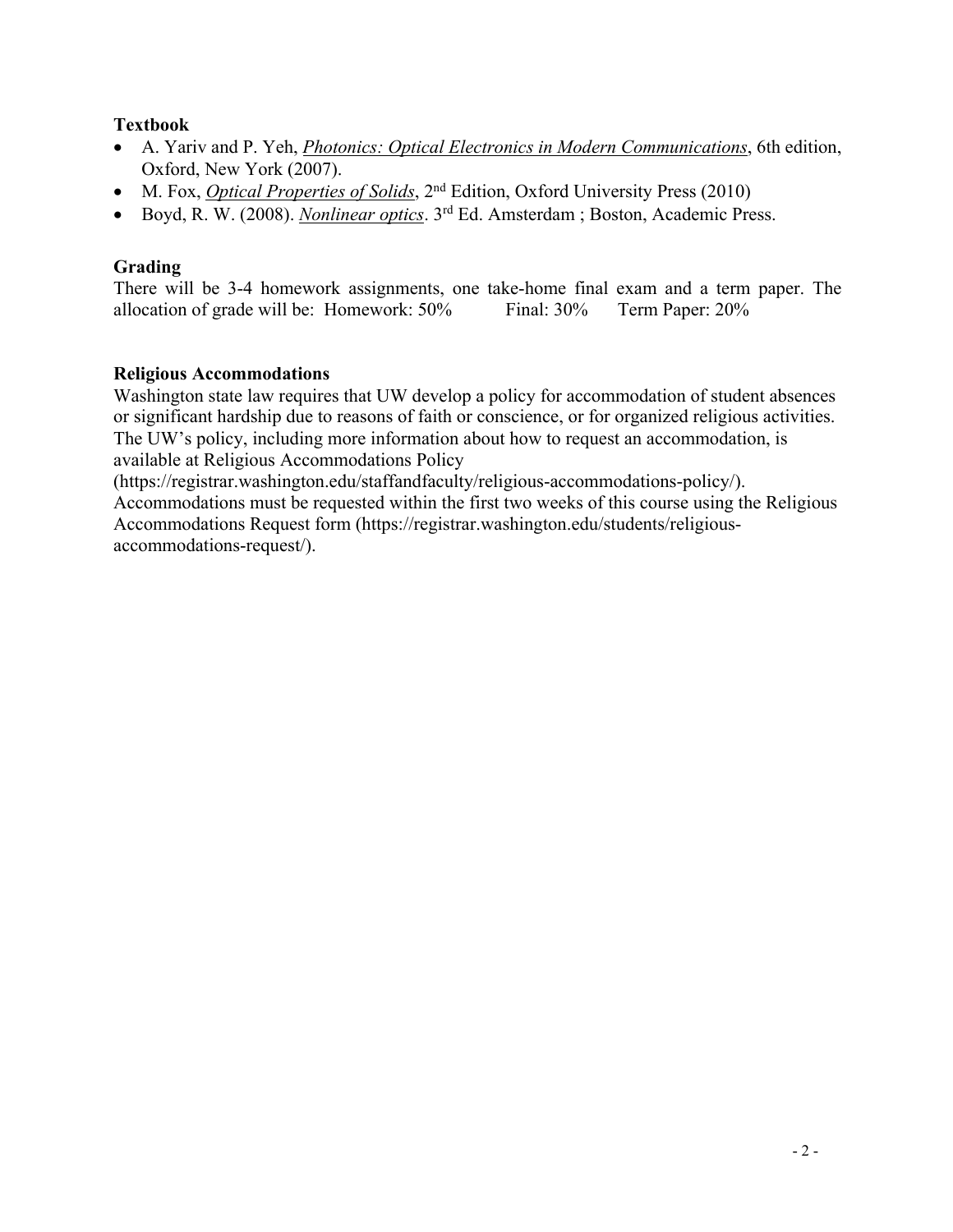### Textbook

- A. Yariv and P. Yeh, *Photonics: Optical Electronics in Modern Communications*, 6th edition, Oxford, New York (2007).
- M. Fox, *Optical Properties of Solids*, 2nd Edition, Oxford University Press (2010)
- Boyd, R. W. (2008). *Nonlinear optics*. 3rd Ed. Amsterdam ; Boston, Academic Press.

### Grading

There will be 3-4 homework assignments, one take-home final exam and a term paper. The allocation of grade will be: Homework: 50% Final: 30% Term Paper: 20%

### Religious Accommodations

Washington state law requires that UW develop a policy for accommodation of student absences or significant hardship due to reasons of faith or conscience, or for organized religious activities. The UW's policy, including more information about how to request an accommodation, is available at Religious Accommodations Policy (https://registrar.washington.edu/staffandfaculty/religious-accommodations-policy/). Accommodations must be requested within the first two weeks of this course using the Religious Accommodations Request form (https://registrar.washington.edu/students/religious-accommodations-request/).